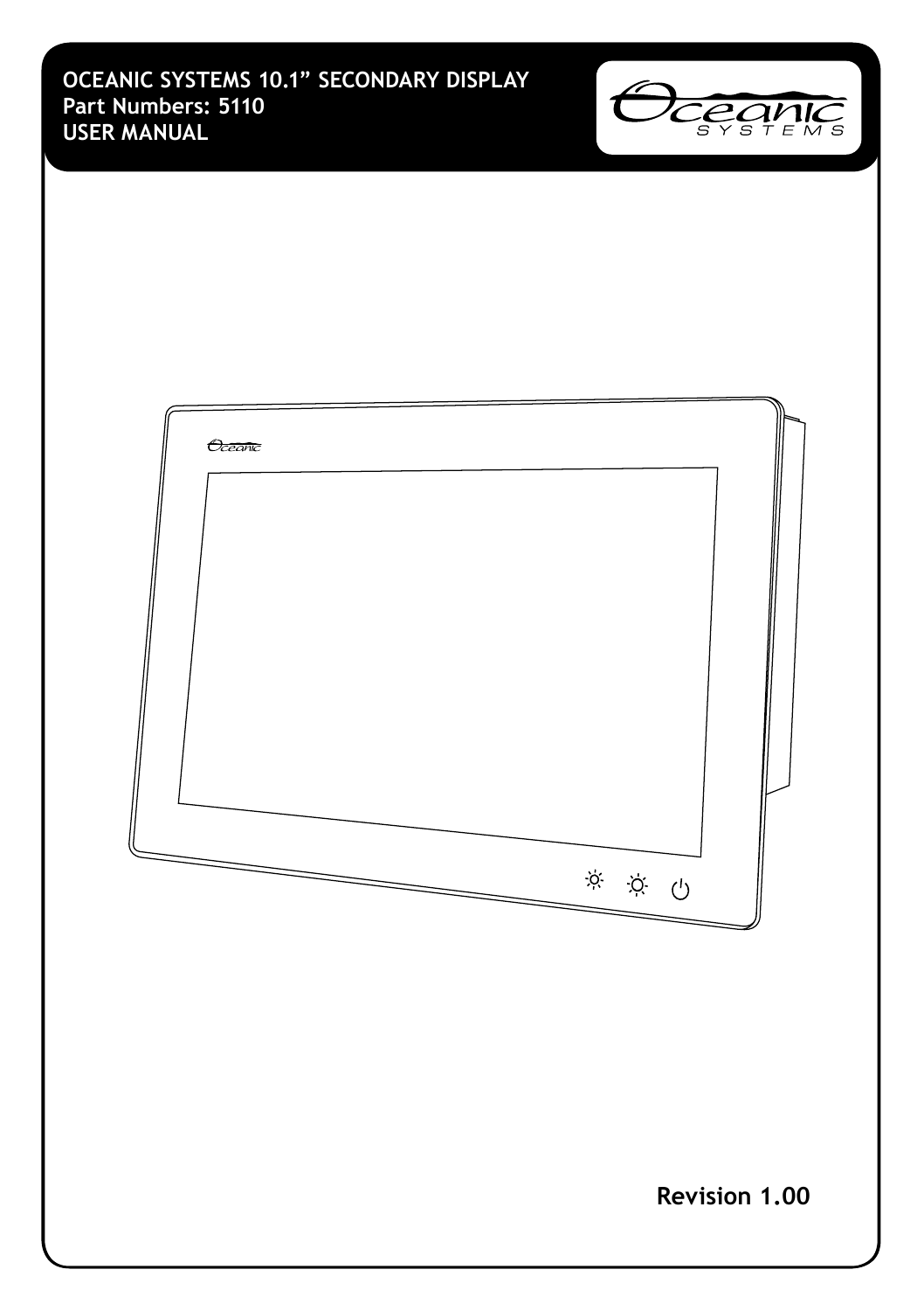# OCEANIC SYSTEMS 10.1” SECONDARY DISPLAY
**Part Numbers: 5110**
**USER MANUAL**

**Revision 1.00**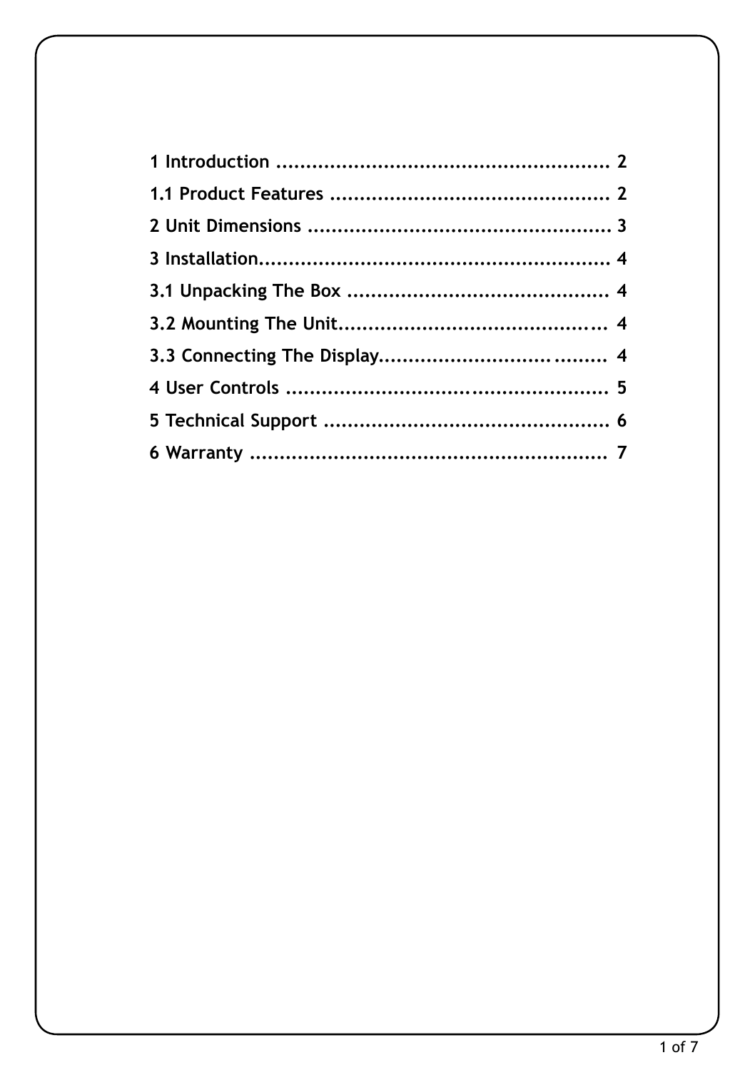1 Introduction ........................................................ 2

1.1 Product Features ............................................... 2

2 Unit Dimensions ................................................... 3

3 Installation........................................................... 4

3.1 Unpacking The Box ............................................ 4

3.2 Mounting The Unit............................................. 4

3.3 Connecting The Display................................. 4

4 User Controls ...................................................... 5

5 Technical Support ................................................ 6

6 Warranty ............................................................ 7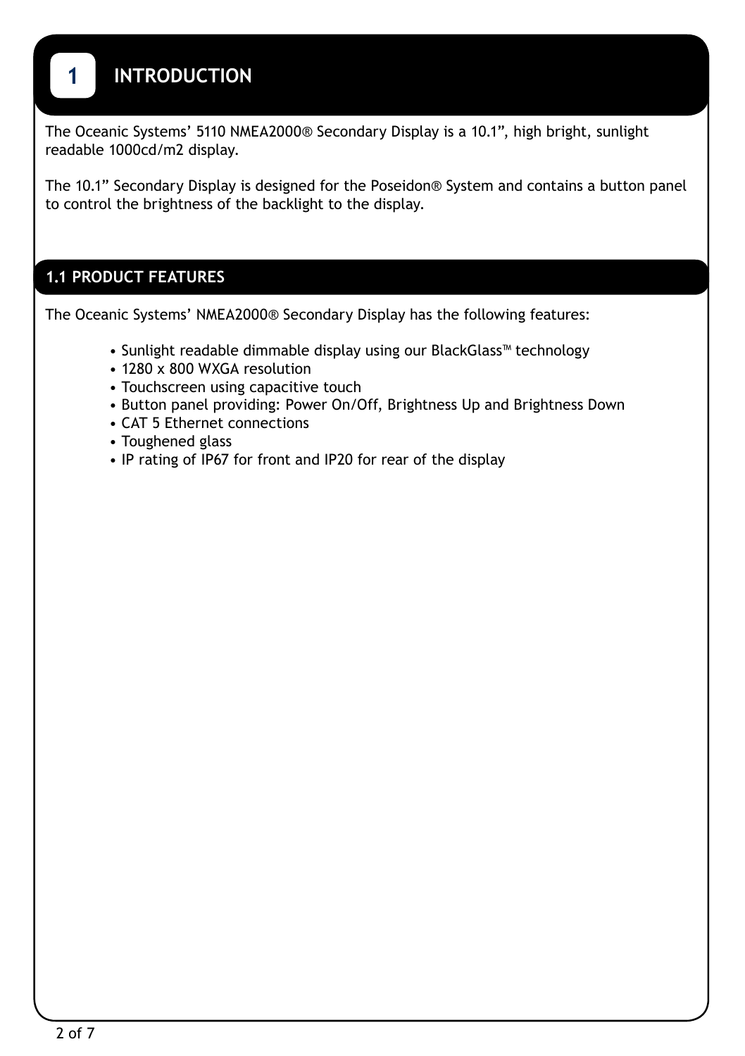# 1 INTRODUCTION

The Oceanic Systems' 5110 NMEA2000® Secondary Display is a 10.1", high bright, sunlight readable 1000cd/m2 display.

The 10.1" Secondary Display is designed for the Poseidon® System and contains a button panel to control the brightness of the backlight to the display.

## 1.1 PRODUCT FEATURES

The Oceanic Systems' NMEA2000® Secondary Display has the following features:

- Sunlight readable dimmable display using our BlackGlass™ technology
- 1280 x 800 WXGA resolution
- Touchscreen using capacitive touch
- Button panel providing: Power On/Off, Brightness Up and Brightness Down
- CAT 5 Ethernet connections
- Toughened glass
- IP rating of IP67 for front and IP20 for rear of the display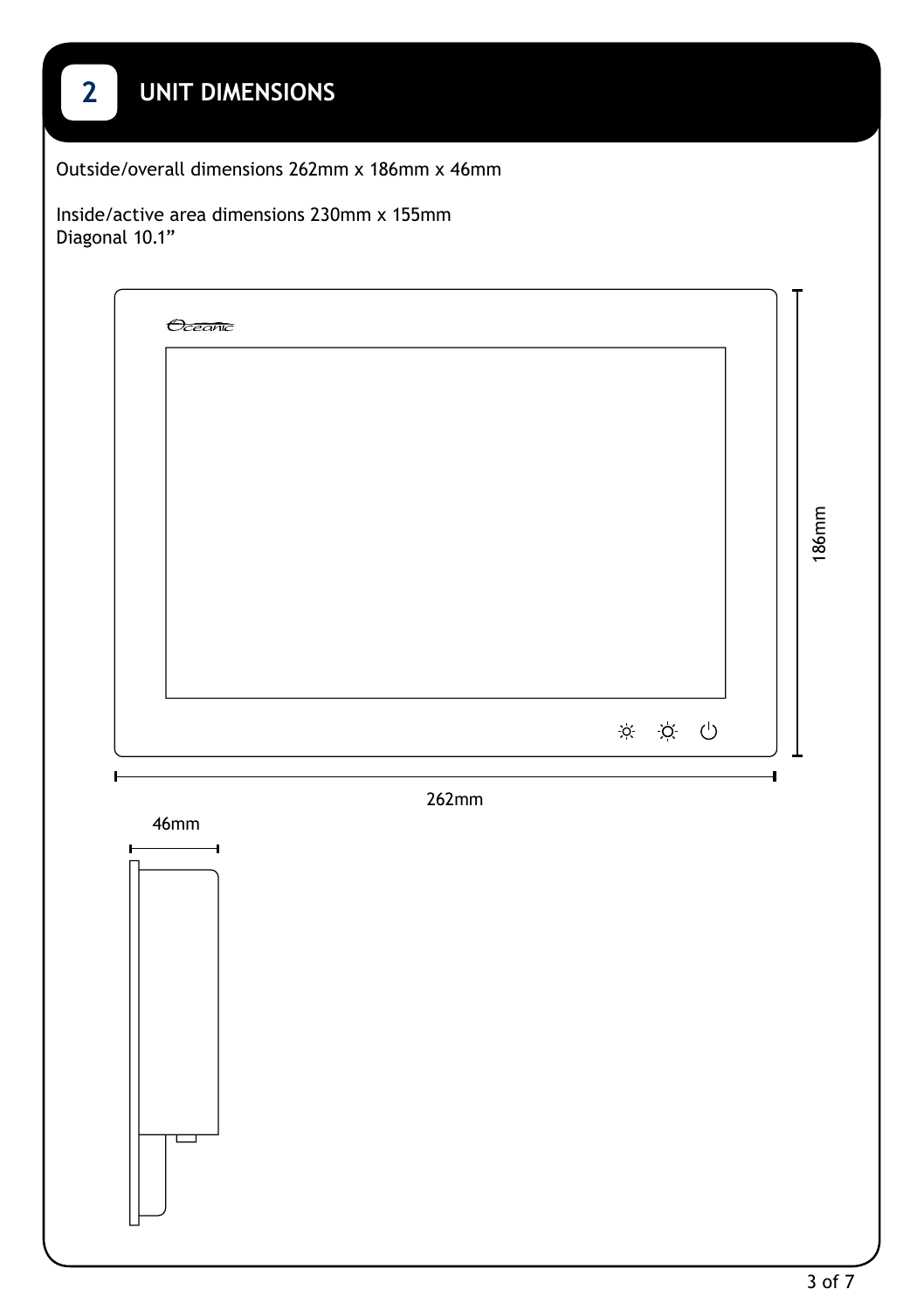## 2 UNIT DIMENSIONS

Outside/overall dimensions 262mm x 186mm x 46mm

Inside/active area dimensions 230mm x 155mm
Diagonal 10.1"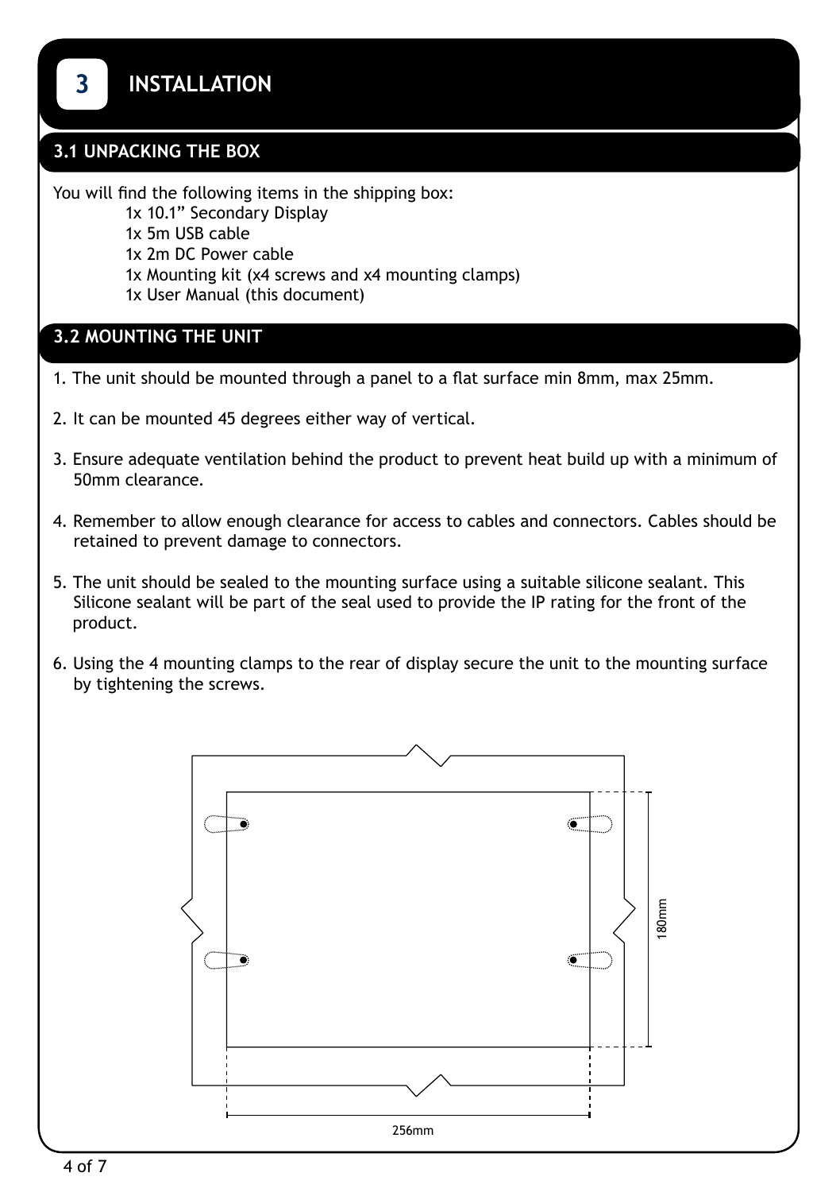# 3 INSTALLATION

## 3.1 UNPACKING THE BOX

You will find the following items in the shipping box:

- 1x 10.1" Secondary Display
- 1x 5m USB cable
- 1x 2m DC Power cable
- 1x Mounting kit (x4 screws and x4 mounting clamps)
- 1x User Manual (this document)

## 3.2 MOUNTING THE UNIT

1. The unit should be mounted through a panel to a flat surface min 8mm, max 25mm.
2. It can be mounted 45 degrees either way of vertical.
3. Ensure adequate ventilation behind the product to prevent heat build up with a minimum of 50mm clearance.
4. Remember to allow enough clearance for access to cables and connectors. Cables should be retained to prevent damage to connectors.
5. The unit should be sealed to the mounting surface using a suitable silicone sealant. This Silicone sealant will be part of the seal used to provide the IP rating for the front of the product.
6. Using the 4 mounting clamps to the rear of display secure the unit to the mounting surface by tightening the screws.

180mm

256mm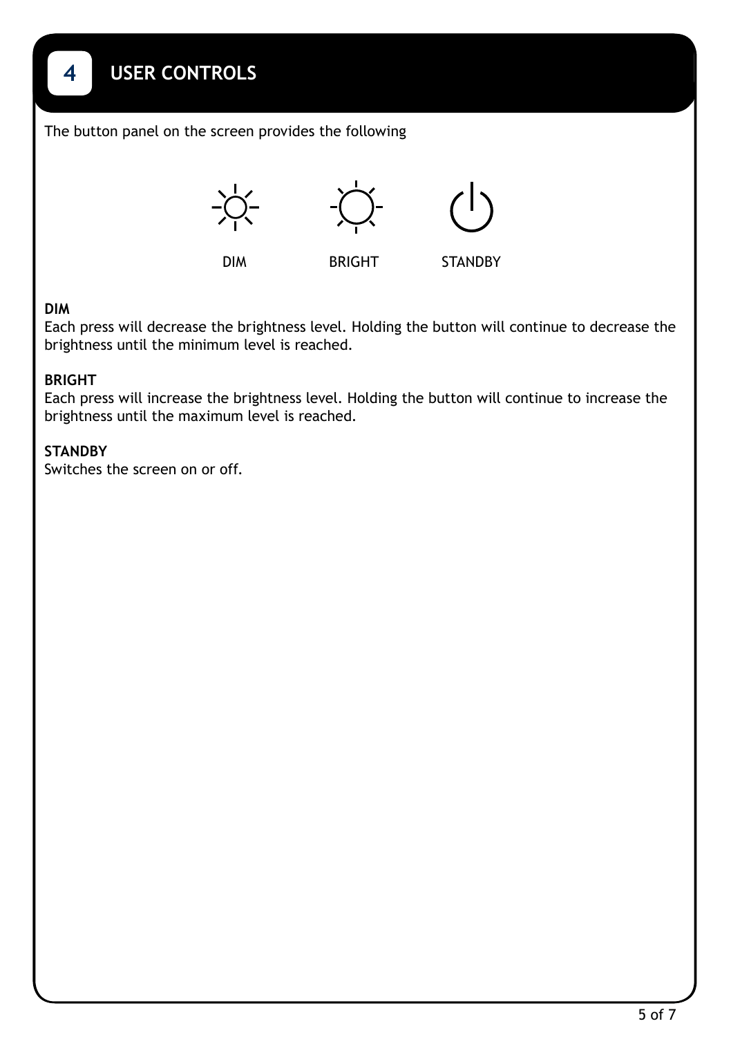## 4 USER CONTROLS

The button panel on the screen provides the following

DIM BRIGHT STANDBY

**DIM**
Each press will decrease the brightness level. Holding the button will continue to decrease the brightness until the minimum level is reached.

**BRIGHT**
Each press will increase the brightness level. Holding the button will continue to increase the brightness until the maximum level is reached.

**STANDBY**
Switches the screen on or off.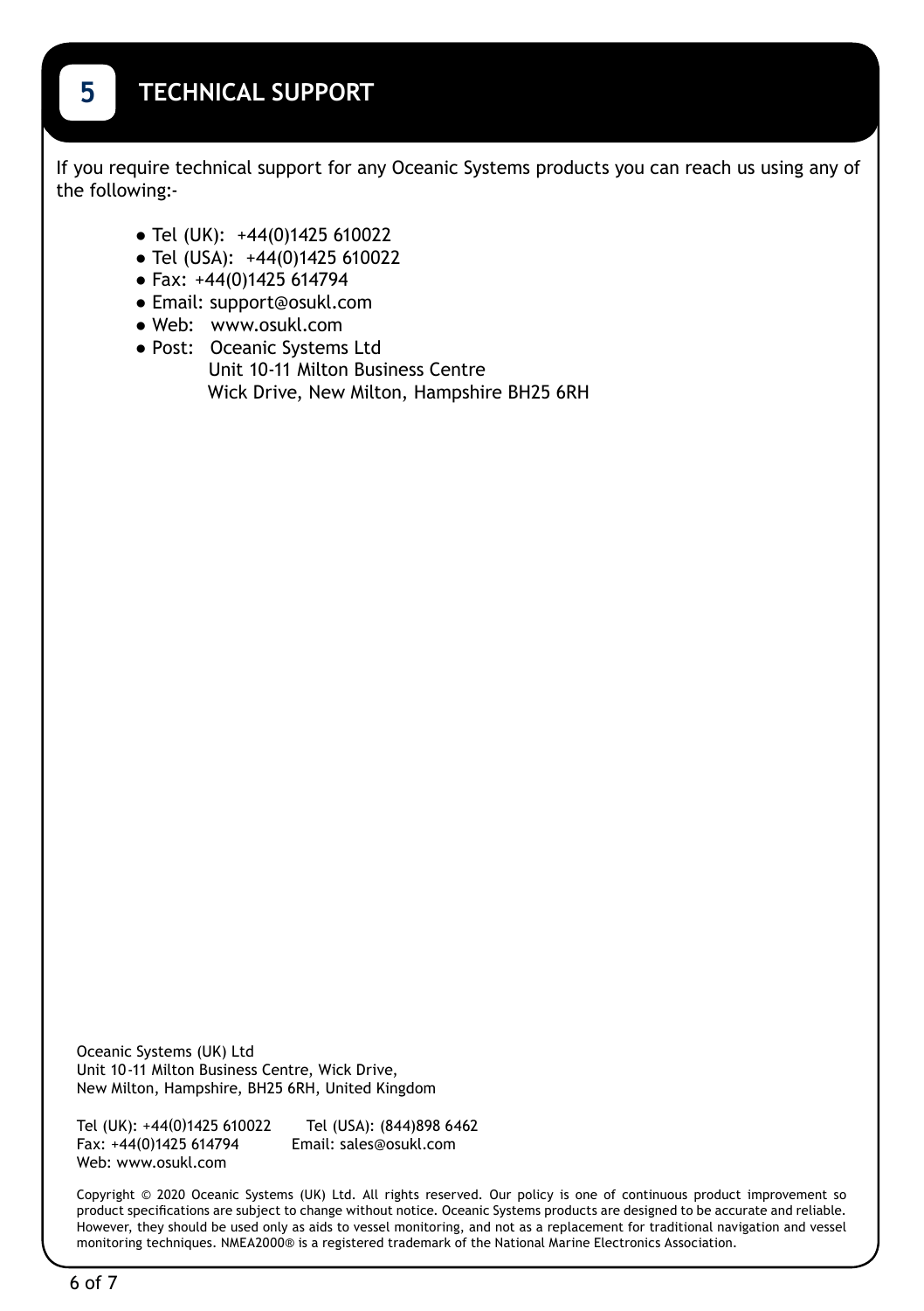# 5 TECHNICAL SUPPORT

If you require technical support for any Oceanic Systems products you can reach us using any of the following:-

- Tel (UK): +44(0)1425 610022
- Tel (USA): +44(0)1425 610022
- Fax: +44(0)1425 614794
- Email: support@osukl.com
- Web: www.osukl.com
- Post: Oceanic Systems Ltd
  Unit 10-11 Milton Business Centre
  Wick Drive, New Milton, Hampshire BH25 6RH

Oceanic Systems (UK) Ltd
Unit 10-11 Milton Business Centre, Wick Drive,
New Milton, Hampshire, BH25 6RH, United Kingdom

Tel (UK): +44(0)1425 610022
Tel (USA): (844)898 6462
Fax: +44(0)1425 614794
Email: sales@osukl.com
Web: www.osukl.com

Copyright © 2020 Oceanic Systems (UK) Ltd. All rights reserved. Our policy is one of continuous product improvement so product specifications are subject to change without notice. Oceanic Systems products are designed to be accurate and reliable. However, they should be used only as aids to vessel monitoring, and not as a replacement for traditional navigation and vessel monitoring techniques. NMEA2000® is a registered trademark of the National Marine Electronics Association.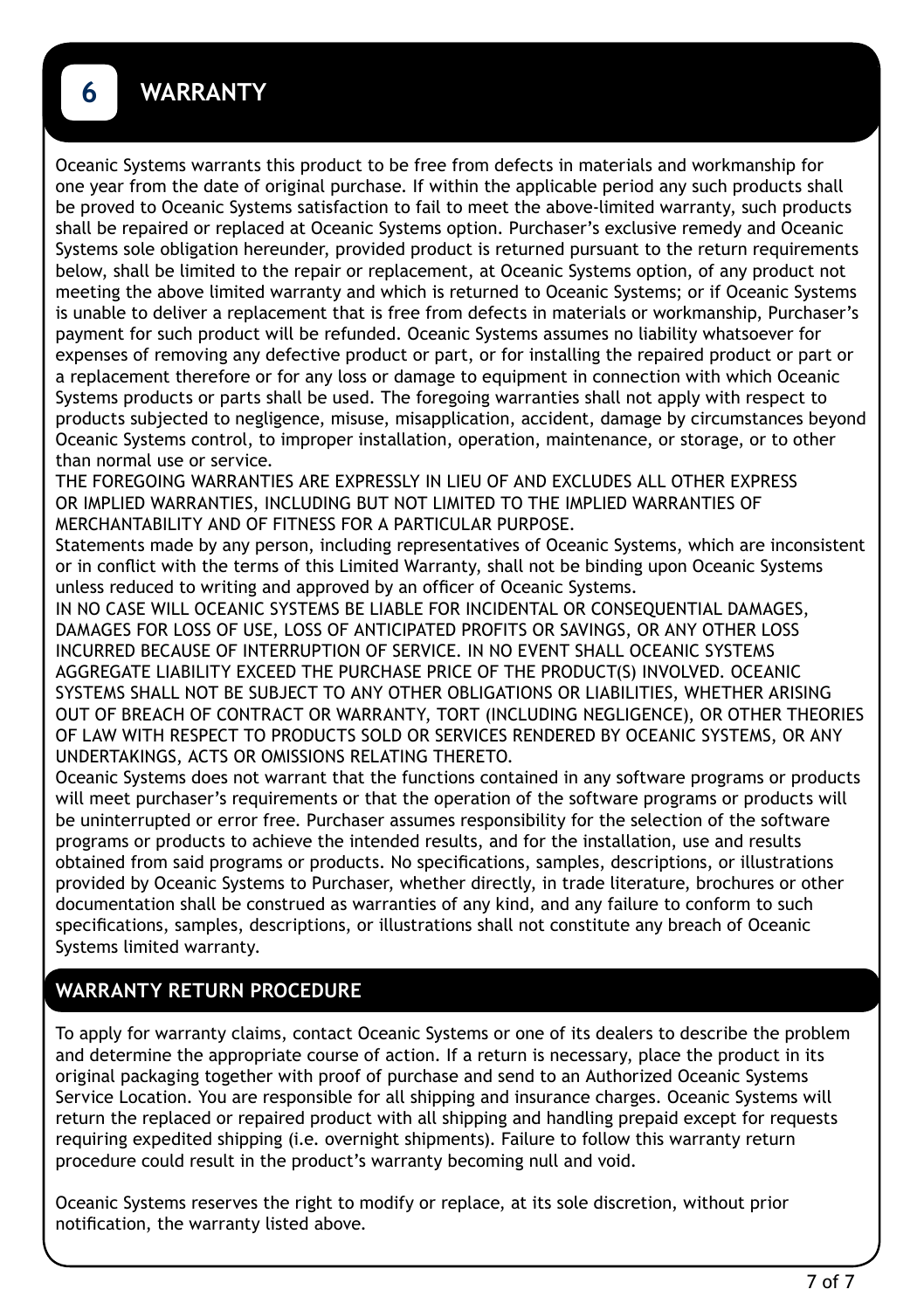# 6 WARRANTY

Oceanic Systems warrants this product to be free from defects in materials and workmanship for one year from the date of original purchase. If within the applicable period any such products shall be proved to Oceanic Systems satisfaction to fail to meet the above-limited warranty, such products shall be repaired or replaced at Oceanic Systems option. Purchaser's exclusive remedy and Oceanic Systems sole obligation hereunder, provided product is returned pursuant to the return requirements below, shall be limited to the repair or replacement, at Oceanic Systems option, of any product not meeting the above limited warranty and which is returned to Oceanic Systems; or if Oceanic Systems is unable to deliver a replacement that is free from defects in materials or workmanship, Purchaser's payment for such product will be refunded. Oceanic Systems assumes no liability whatsoever for expenses of removing any defective product or part, or for installing the repaired product or part or a replacement therefore or for any loss or damage to equipment in connection with which Oceanic Systems products or parts shall be used. The foregoing warranties shall not apply with respect to products subjected to negligence, misuse, misapplication, accident, damage by circumstances beyond Oceanic Systems control, to improper installation, operation, maintenance, or storage, or to other than normal use or service.

THE FOREGOING WARRANTIES ARE EXPRESSLY IN LIEU OF AND EXCLUDES ALL OTHER EXPRESS OR IMPLIED WARRANTIES, INCLUDING BUT NOT LIMITED TO THE IMPLIED WARRANTIES OF MERCHANTABILITY AND OF FITNESS FOR A PARTICULAR PURPOSE.

Statements made by any person, including representatives of Oceanic Systems, which are inconsistent or in conflict with the terms of this Limited Warranty, shall not be binding upon Oceanic Systems unless reduced to writing and approved by an officer of Oceanic Systems.

IN NO CASE WILL OCEANIC SYSTEMS BE LIABLE FOR INCIDENTAL OR CONSEQUENTIAL DAMAGES, DAMAGES FOR LOSS OF USE, LOSS OF ANTICIPATED PROFITS OR SAVINGS, OR ANY OTHER LOSS INCURRED BECAUSE OF INTERRUPTION OF SERVICE. IN NO EVENT SHALL OCEANIC SYSTEMS AGGREGATE LIABILITY EXCEED THE PURCHASE PRICE OF THE PRODUCT(S) INVOLVED. OCEANIC SYSTEMS SHALL NOT BE SUBJECT TO ANY OTHER OBLIGATIONS OR LIABILITIES, WHETHER ARISING OUT OF BREACH OF CONTRACT OR WARRANTY, TORT (INCLUDING NEGLIGENCE), OR OTHER THEORIES OF LAW WITH RESPECT TO PRODUCTS SOLD OR SERVICES RENDERED BY OCEANIC SYSTEMS, OR ANY UNDERTAKINGS, ACTS OR OMISSIONS RELATING THERETO.

Oceanic Systems does not warrant that the functions contained in any software programs or products will meet purchaser's requirements or that the operation of the software programs or products will be uninterrupted or error free. Purchaser assumes responsibility for the selection of the software programs or products to achieve the intended results, and for the installation, use and results obtained from said programs or products. No specifications, samples, descriptions, or illustrations provided by Oceanic Systems to Purchaser, whether directly, in trade literature, brochures or other documentation shall be construed as warranties of any kind, and any failure to conform to such specifications, samples, descriptions, or illustrations shall not constitute any breach of Oceanic Systems limited warranty.

## WARRANTY RETURN PROCEDURE

To apply for warranty claims, contact Oceanic Systems or one of its dealers to describe the problem and determine the appropriate course of action. If a return is necessary, place the product in its original packaging together with proof of purchase and send to an Authorized Oceanic Systems Service Location. You are responsible for all shipping and insurance charges. Oceanic Systems will return the replaced or repaired product with all shipping and handling prepaid except for requests requiring expedited shipping (i.e. overnight shipments). Failure to follow this warranty return procedure could result in the product's warranty becoming null and void.

Oceanic Systems reserves the right to modify or replace, at its sole discretion, without prior notification, the warranty listed above.